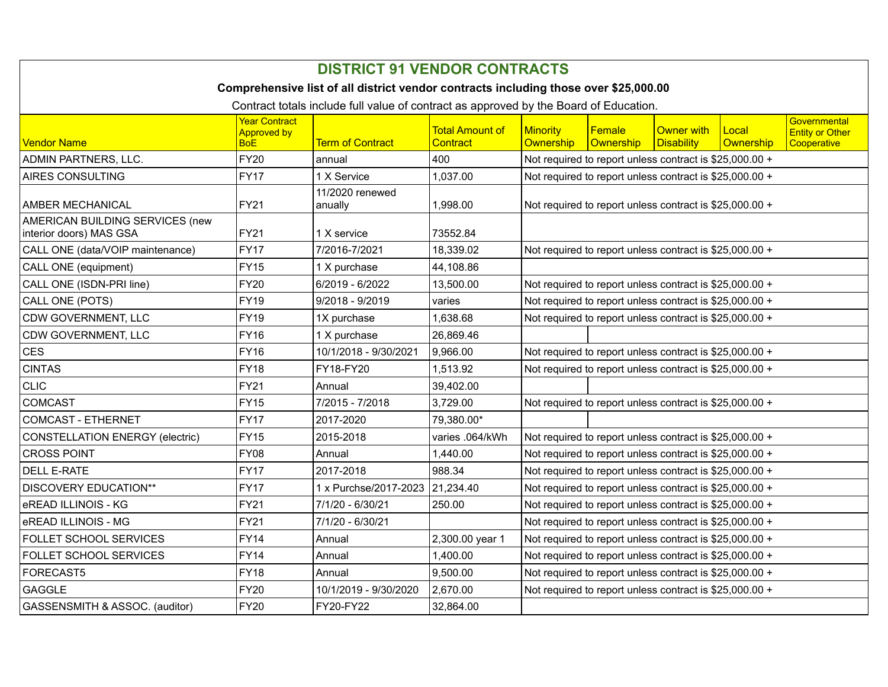# DISTRICT 91 VENDOR CONTRACTS

**Comprehensive list of all district vendor contracts including those over $25,000.00**

Contract totals include full value of contract as approved by the Board of Education.

| Vendor Name | Year Contract Approved by BoE | Term of Contract | Total Amount of Contract | Minority Ownership | Female Ownership | Owner with Disability | Local Ownership | Governmental Entity or Other Cooperative |
|---|---|---|---|---|---|---|---|---|
| ADMIN PARTNERS, LLC. | FY20 | annual | 400 | Not required to report unless contract is $25,000.00 + | | | | |
| AIRES CONSULTING | FY17 | 1 X Service | 1,037.00 | Not required to report unless contract is $25,000.00 + | | | | |
| AMBER MECHANICAL | FY21 | 11/2020 renewed anually | 1,998.00 | Not required to report unless contract is $25,000.00 + | | | | |
| AMERICAN BUILDING SERVICES (new interior doors) MAS GSA | FY21 | 1 X service | 73552.84 | | | | | |
| CALL ONE (data/VOIP maintenance) | FY17 | 7/2016-7/2021 | 18,339.02 | Not required to report unless contract is $25,000.00 + | | | | |
| CALL ONE (equipment) | FY15 | 1 X purchase | 44,108.86 | | | | | |
| CALL ONE (ISDN-PRI line) | FY20 | 6/2019 - 6/2022 | 13,500.00 | Not required to report unless contract is $25,000.00 + | | | | |
| CALL ONE (POTS) | FY19 | 9/2018 - 9/2019 | varies | Not required to report unless contract is $25,000.00 + | | | | |
| CDW GOVERNMENT, LLC | FY19 | 1X purchase | 1,638.68 | Not required to report unless contract is $25,000.00 + | | | | |
| CDW GOVERNMENT, LLC | FY16 | 1 X purchase | 26,869.46 | | | | | |
| CES | FY16 | 10/1/2018 - 9/30/2021 | 9,966.00 | Not required to report unless contract is $25,000.00 + | | | | |
| CINTAS | FY18 | FY18-FY20 | 1,513.92 | Not required to report unless contract is $25,000.00 + | | | | |
| CLIC | FY21 | Annual | 39,402.00 | | | | | |
| COMCAST | FY15 | 7/2015 - 7/2018 | 3,729.00 | Not required to report unless contract is $25,000.00 + | | | | |
| COMCAST - ETHERNET | FY17 | 2017-2020 | 79,380.00* | | | | | |
| CONSTELLATION ENERGY (electric) | FY15 | 2015-2018 | varies .064/kWh | Not required to report unless contract is $25,000.00 + | | | | |
| CROSS POINT | FY08 | Annual | 1,440.00 | Not required to report unless contract is $25,000.00 + | | | | |
| DELL E-RATE | FY17 | 2017-2018 | 988.34 | Not required to report unless contract is $25,000.00 + | | | | |
| DISCOVERY EDUCATION** | FY17 | 1 x Purchse/2017-2023 | 21,234.40 | Not required to report unless contract is $25,000.00 + | | | | |
| eREAD ILLINOIS - KG | FY21 | 7/1/20 - 6/30/21 | 250.00 | Not required to report unless contract is $25,000.00 + | | | | |
| eREAD ILLINOIS - MG | FY21 | 7/1/20 - 6/30/21 | | Not required to report unless contract is $25,000.00 + | | | | |
| FOLLET SCHOOL SERVICES | FY14 | Annual | 2,300.00 year 1 | Not required to report unless contract is $25,000.00 + | | | | |
| FOLLET SCHOOL SERVICES | FY14 | Annual | 1,400.00 | Not required to report unless contract is $25,000.00 + | | | | |
| FORECAST5 | FY18 | Annual | 9,500.00 | Not required to report unless contract is $25,000.00 + | | | | |
| GAGGLE | FY20 | 10/1/2019 - 9/30/2020 | 2,670.00 | Not required to report unless contract is $25,000.00 + | | | | |
| GASSENSMITH & ASSOC. (auditor) | FY20 | FY20-FY22 | 32,864.00 | | | | | |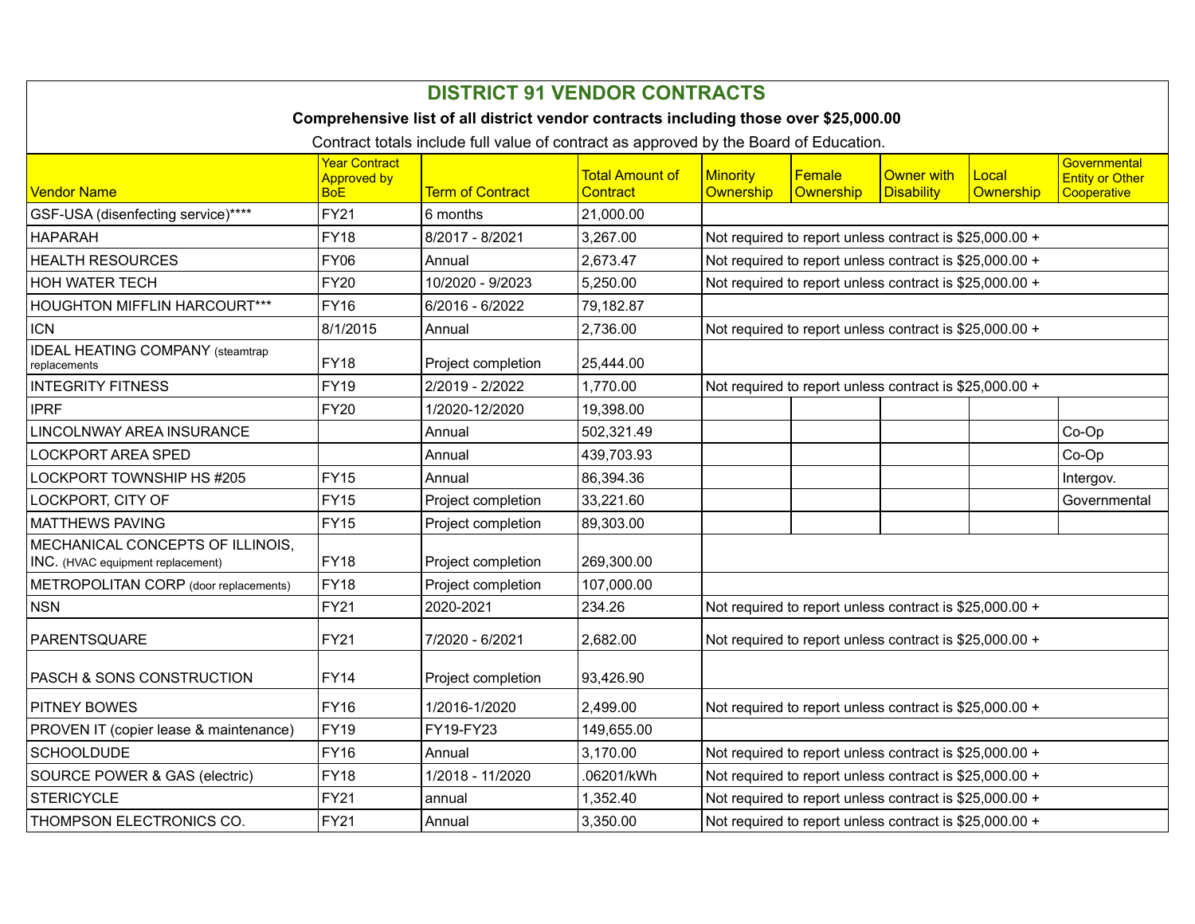## DISTRICT 91 VENDOR CONTRACTS

**Comprehensive list of all district vendor contracts including those over $25,000.00**

Contract totals include full value of contract as approved by the Board of Education.

| Vendor Name | Year Contract Approved by BoE | Term of Contract | Total Amount of Contract | Minority Ownership | Female Ownership | Owner with Disability | Local Ownership | Governmental Entity or Other Cooperative |
|---|---|---|---|---|---|---|---|---|
| GSF-USA (disenfecting service)**** | FY21 | 6 months | 21,000.00 | | | | | |
| HAPARAH | FY18 | 8/2017 - 8/2021 | 3,267.00 | Not required to report unless contract is $25,000.00 + | | | | |
| HEALTH RESOURCES | FY06 | Annual | 2,673.47 | Not required to report unless contract is $25,000.00 + | | | | |
| HOH WATER TECH | FY20 | 10/2020 - 9/2023 | 5,250.00 | Not required to report unless contract is $25,000.00 + | | | | |
| HOUGHTON MIFFLIN HARCOURT*** | FY16 | 6/2016 - 6/2022 | 79,182.87 | | | | | |
| ICN | 8/1/2015 | Annual | 2,736.00 | Not required to report unless contract is $25,000.00 + | | | | |
| IDEAL HEATING COMPANY (steamtrap replacements | FY18 | Project completion | 25,444.00 | | | | | |
| INTEGRITY FITNESS | FY19 | 2/2019 - 2/2022 | 1,770.00 | Not required to report unless contract is $25,000.00 + | | | | |
| IPRF | FY20 | 1/2020-12/2020 | 19,398.00 | | | | | |
| LINCOLNWAY AREA INSURANCE | | Annual | 502,321.49 | | | | | Co-Op |
| LOCKPORT AREA SPED | | Annual | 439,703.93 | | | | | Co-Op |
| LOCKPORT TOWNSHIP HS #205 | FY15 | Annual | 86,394.36 | | | | | Intergov. |
| LOCKPORT, CITY OF | FY15 | Project completion | 33,221.60 | | | | | Governmental |
| MATTHEWS PAVING | FY15 | Project completion | 89,303.00 | | | | | |
| MECHANICAL CONCEPTS OF ILLINOIS, INC. (HVAC equipment replacement) | FY18 | Project completion | 269,300.00 | | | | | |
| METROPOLITAN CORP (door replacements) | FY18 | Project completion | 107,000.00 | | | | | |
| NSN | FY21 | 2020-2021 | 234.26 | Not required to report unless contract is $25,000.00 + | | | | |
| PARENTSQUARE | FY21 | 7/2020 - 6/2021 | 2,682.00 | Not required to report unless contract is $25,000.00 + | | | | |
| PASCH & SONS CONSTRUCTION | FY14 | Project completion | 93,426.90 | | | | | |
| PITNEY BOWES | FY16 | 1/2016-1/2020 | 2,499.00 | Not required to report unless contract is $25,000.00 + | | | | |
| PROVEN IT (copier lease & maintenance) | FY19 | FY19-FY23 | 149,655.00 | | | | | |
| SCHOOLDUDE | FY16 | Annual | 3,170.00 | Not required to report unless contract is $25,000.00 + | | | | |
| SOURCE POWER & GAS (electric) | FY18 | 1/2018 - 11/2020 | .06201/kWh | Not required to report unless contract is $25,000.00 + | | | | |
| STERICYCLE | FY21 | annual | 1,352.40 | Not required to report unless contract is $25,000.00 + | | | | |
| THOMPSON ELECTRONICS CO. | FY21 | Annual | 3,350.00 | Not required to report unless contract is $25,000.00 + | | | | |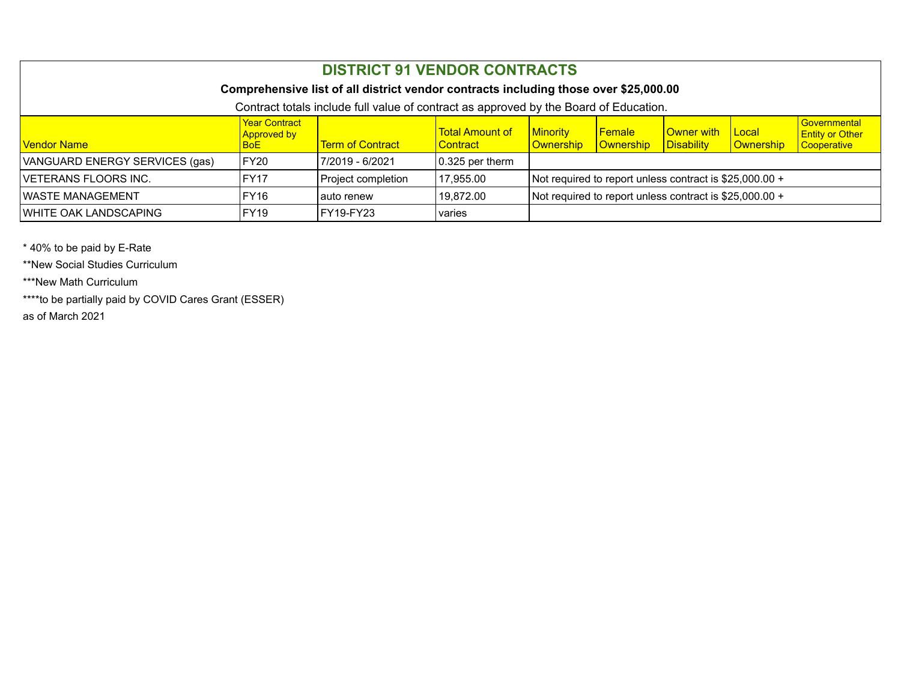## DISTRICT 91 VENDOR CONTRACTS

**Comprehensive list of all district vendor contracts including those over $25,000.00**

Contract totals include full value of contract as approved by the Board of Education.

| Vendor Name | Year Contract Approved by BoE | Term of Contract | Total Amount of Contract | Minority Ownership | Female Ownership | Owner with Disability | Local Ownership | Governmental Entity or Other Cooperative |
|---|---|---|---|---|---|---|---|---|
| VANGUARD ENERGY SERVICES (gas) | FY20 | 7/2019 - 6/2021 | 0.325 per therm | | | | | |
| VETERANS FLOORS INC. | FY17 | Project completion | 17,955.00 | Not required to report unless contract is $25,000.00 + | | | | |
| WASTE MANAGEMENT | FY16 | auto renew | 19,872.00 | Not required to report unless contract is $25,000.00 + | | | | |
| WHITE OAK LANDSCAPING | FY19 | FY19-FY23 | varies | | | | | |

* 40% to be paid by E-Rate

**New Social Studies Curriculum

***New Math Curriculum

****to be partially paid by COVID Cares Grant (ESSER)

as of March 2021